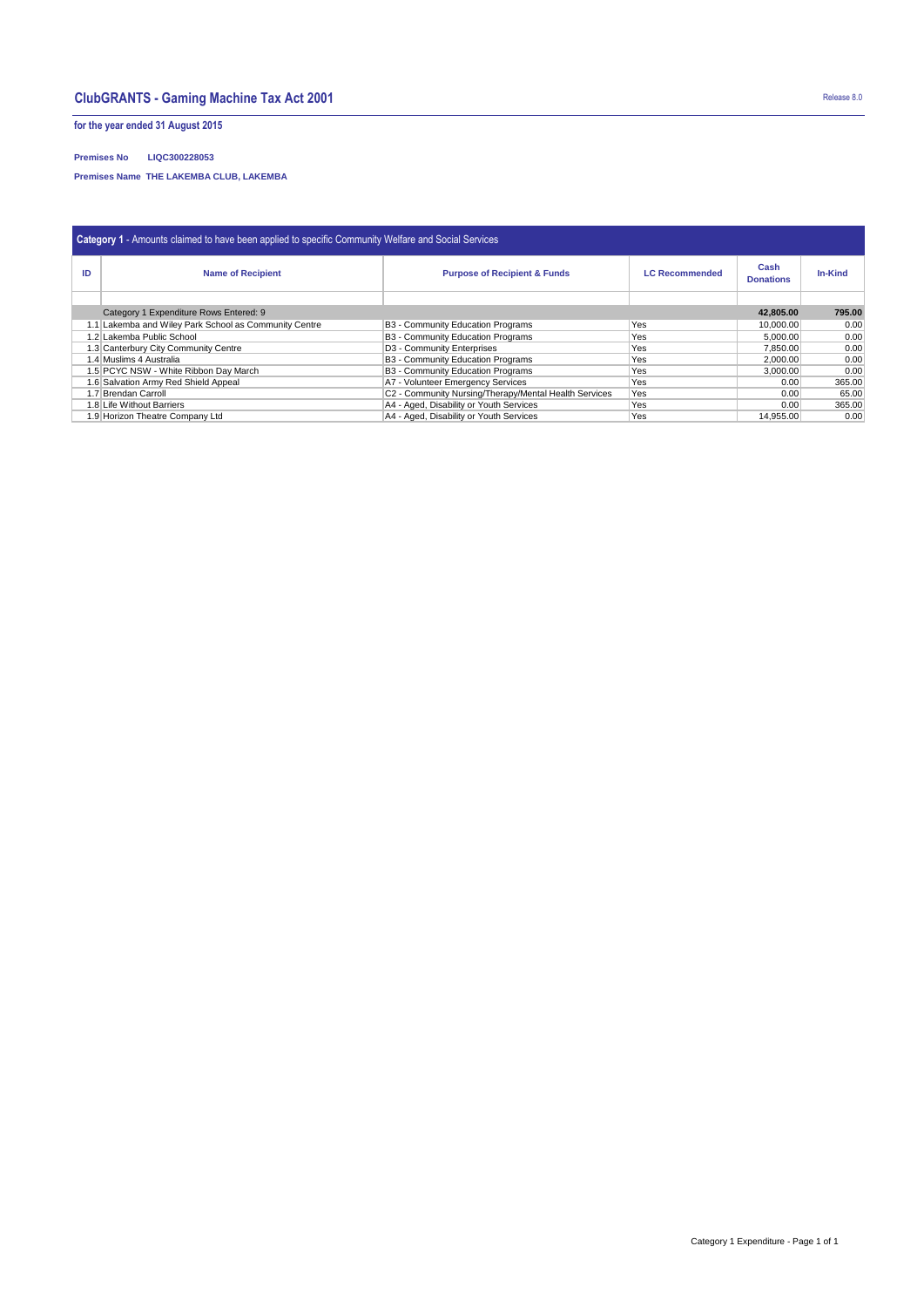# ClubGRANTS - Gaming Machine Tax Act 2001

Release 8.0

**for the year ended 31 August 2015**

**Premises No** LIQC300228053

**Premises Name** THE LAKEMBA CLUB, LAKEMBA

**Category 1** - Amounts claimed to have been applied to specific Community Welfare and Social Services

| ID | Name of Recipient | Purpose of Recipient & Funds | LC Recommended | Cash Donations | In-Kind |
|---|---|---|---|---|---|
| | | | | | |
| | Category 1 Expenditure Rows Entered: 9 | | | **42,805.00** | **795.00** |
| 1.1 | Lakemba and Wiley Park School as Community Centre | B3 - Community Education Programs | Yes | 10,000.00 | 0.00 |
| 1.2 | Lakemba Public School | B3 - Community Education Programs | Yes | 5,000.00 | 0.00 |
| 1.3 | Canterbury City Community Centre | D3 - Community Enterprises | Yes | 7,850.00 | 0.00 |
| 1.4 | Muslims 4 Australia | B3 - Community Education Programs | Yes | 2,000.00 | 0.00 |
| 1.5 | PCYC NSW - White Ribbon Day March | B3 - Community Education Programs | Yes | 3,000.00 | 0.00 |
| 1.6 | Salvation Army Red Shield Appeal | A7 - Volunteer Emergency Services | Yes | 0.00 | 365.00 |
| 1.7 | Brendan Carroll | C2 - Community Nursing/Therapy/Mental Health Services | Yes | 0.00 | 65.00 |
| 1.8 | Life Without Barriers | A4 - Aged, Disability or Youth Services | Yes | 0.00 | 365.00 |
| 1.9 | Horizon Theatre Company Ltd | A4 - Aged, Disability or Youth Services | Yes | 14,955.00 | 0.00 |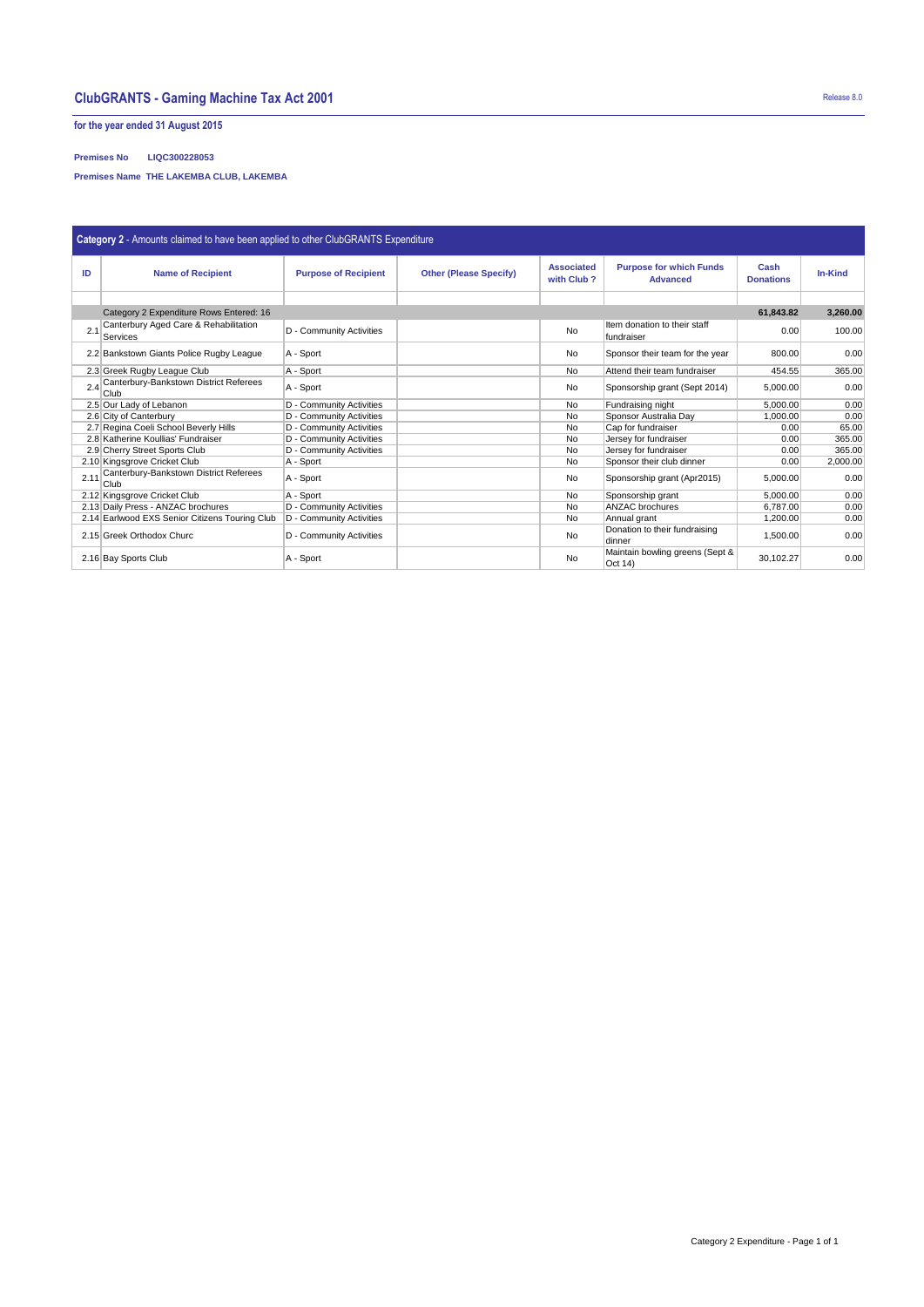# ClubGRANTS - Gaming Machine Tax Act 2001

Release 8.0

**for the year ended 31 August 2015**

**Premises No** LIQC300228053

**Premises Name** THE LAKEMBA CLUB, LAKEMBA

## Category 2 - Amounts claimed to have been applied to other ClubGRANTS Expenditure

| ID | Name of Recipient | Purpose of Recipient | Other (Please Specify) | Associated with Club ? | Purpose for which Funds Advanced | Cash Donations | In-Kind |
|---|---|---|---|---|---|---|---|
| | | | | | | | |
| | Category 2 Expenditure Rows Entered: 16 | | | | | 61,843.82 | 3,260.00 |
| 2.1 | Canterbury Aged Care & Rehabilitation Services | D - Community Activities | | No | Item donation to their staff fundraiser | 0.00 | 100.00 |
| 2.2 | Bankstown Giants Police Rugby League | A - Sport | | No | Sponsor their team for the year | 800.00 | 0.00 |
| 2.3 | Greek Rugby League Club | A - Sport | | No | Attend their team fundraiser | 454.55 | 365.00 |
| 2.4 | Canterbury-Bankstown District Referees Club | A - Sport | | No | Sponsorship grant (Sept 2014) | 5,000.00 | 0.00 |
| 2.5 | Our Lady of Lebanon | D - Community Activities | | No | Fundraising night | 5,000.00 | 0.00 |
| 2.6 | City of Canterbury | D - Community Activities | | No | Sponsor Australia Day | 1,000.00 | 0.00 |
| 2.7 | Regina Coeli School Beverly Hills | D - Community Activities | | No | Cap for fundraiser | 0.00 | 65.00 |
| 2.8 | Katherine Koullias' Fundraiser | D - Community Activities | | No | Jersey for fundraiser | 0.00 | 365.00 |
| 2.9 | Cherry Street Sports Club | D - Community Activities | | No | Jersey for fundraiser | 0.00 | 365.00 |
| 2.10 | Kingsgrove Cricket Club | A - Sport | | No | Sponsor their club dinner | 0.00 | 2,000.00 |
| 2.11 | Canterbury-Bankstown District Referees Club | A - Sport | | No | Sponsorship grant (Apr2015) | 5,000.00 | 0.00 |
| 2.12 | Kingsgrove Cricket Club | A - Sport | | No | Sponsorship grant | 5,000.00 | 0.00 |
| 2.13 | Daily Press - ANZAC brochures | D - Community Activities | | No | ANZAC brochures | 6,787.00 | 0.00 |
| 2.14 | Earlwood EXS Senior Citizens Touring Club | D - Community Activities | | No | Annual grant | 1,200.00 | 0.00 |
| 2.15 | Greek Orthodox Churc | D - Community Activities | | No | Donation to their fundraising dinner | 1,500.00 | 0.00 |
| 2.16 | Bay Sports Club | A - Sport | | No | Maintain bowling greens (Sept & Oct 14) | 30,102.27 | 0.00 |

Category 2 Expenditure